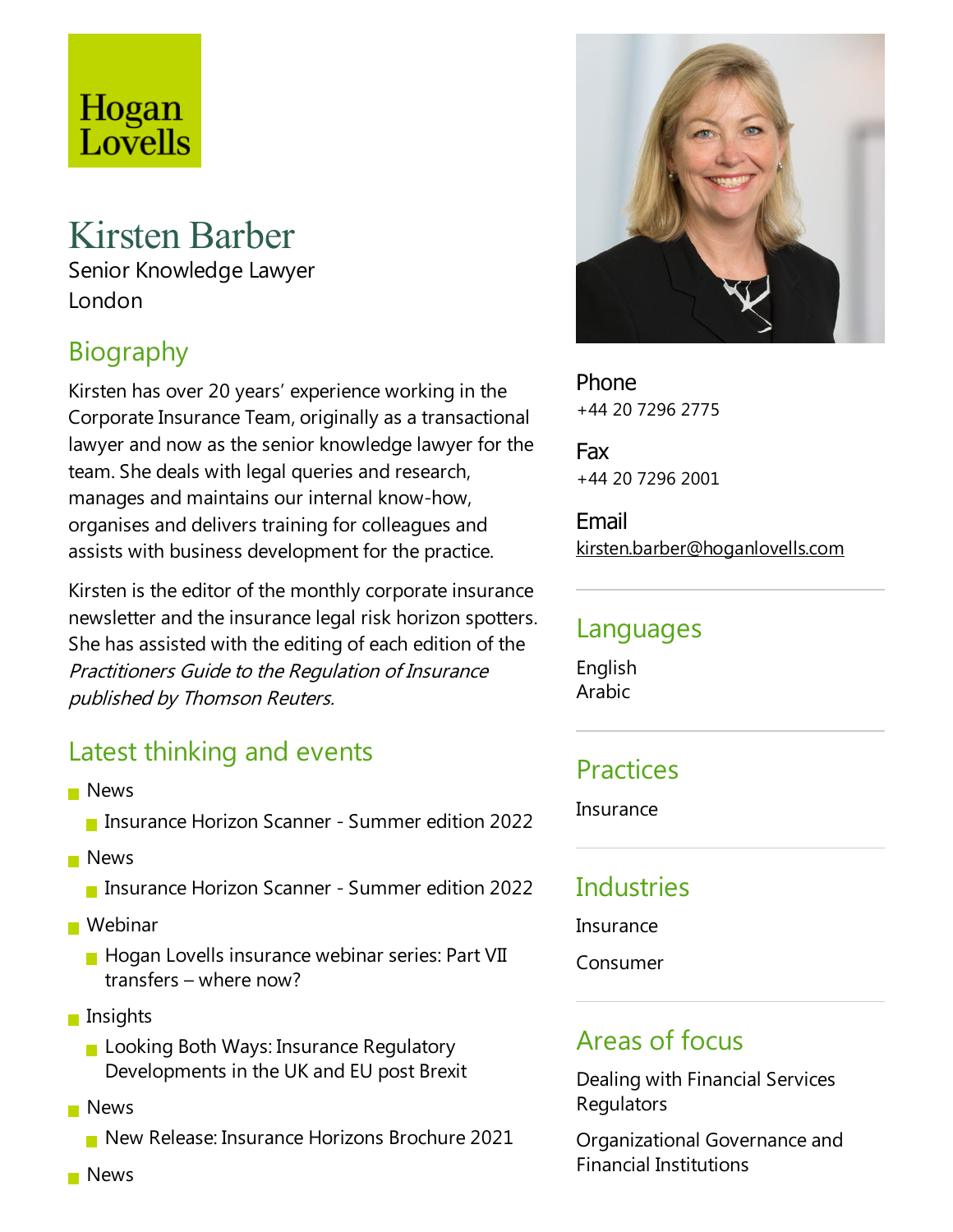Hogan Lovells

# Kirsten Barber

Senior Knowledge Lawyer
London

## Biography

Kirsten has over 20 years' experience working in the Corporate Insurance Team, originally as a transactional lawyer and now as the senior knowledge lawyer for the team. She deals with legal queries and research, manages and maintains our internal know-how, organises and delivers training for colleagues and assists with business development for the practice.

Kirsten is the editor of the monthly corporate insurance newsletter and the insurance legal risk horizon spotters. She has assisted with the editing of each edition of the *Practitioners Guide to the Regulation of Insurance published by Thomson Reuters.*

## Latest thinking and events

- News
  - Insurance Horizon Scanner - Summer edition 2022
- News
  - Insurance Horizon Scanner - Summer edition 2022
- Webinar
  - Hogan Lovells insurance webinar series: Part VII transfers – where now?
- Insights
  - Looking Both Ways: Insurance Regulatory Developments in the UK and EU post Brexit
- News
  - New Release: Insurance Horizons Brochure 2021
- News

Phone
+44 20 7296 2775

Fax
+44 20 7296 2001

Email
kirsten.barber@hoganlovells.com

## Languages

English
Arabic

## Practices

Insurance

## Industries

Insurance

Consumer

## Areas of focus

Dealing with Financial Services Regulators

Organizational Governance and Financial Institutions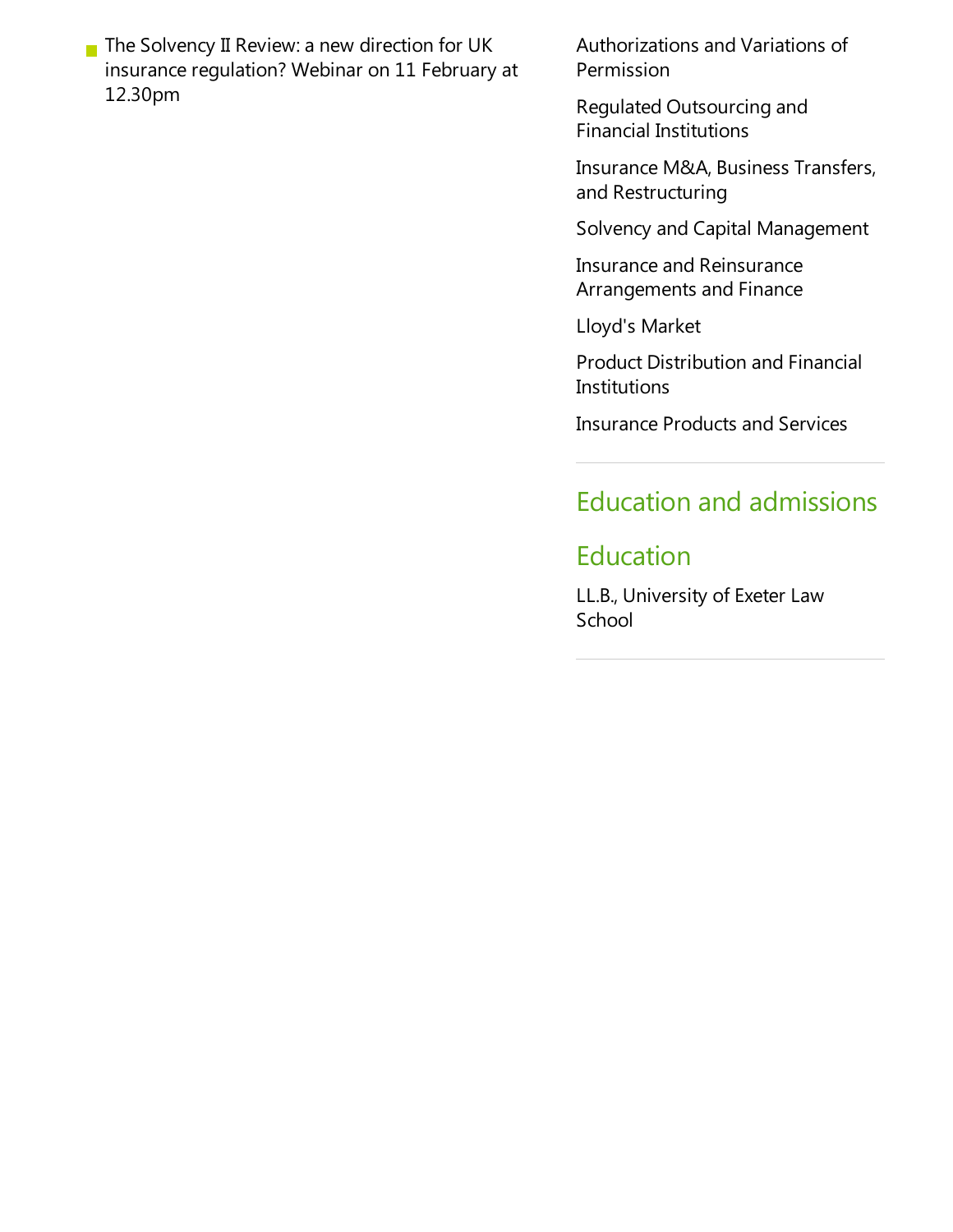- The Solvency II Review: a new direction for UK insurance regulation? Webinar on 11 February at 12.30pm

Authorizations and Variations of Permission

Regulated Outsourcing and Financial Institutions

Insurance M&A, Business Transfers, and Restructuring

Solvency and Capital Management

Insurance and Reinsurance Arrangements and Finance

Lloyd's Market

Product Distribution and Financial Institutions

Insurance Products and Services

## Education and admissions

### Education

LL.B., University of Exeter Law School